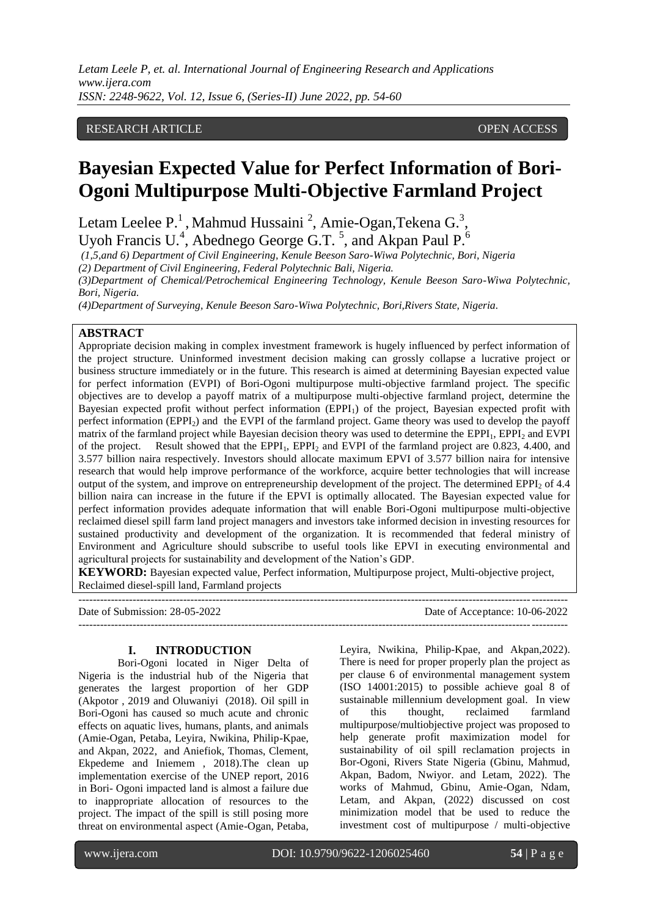RESEARCH ARTICLE OPEN ACCESS

# Bayesian Expected Value for Perfect Information of Bori-Ogoni Multipurpose Multi-Objective Farmland Project

Letam Leelee P.[1], Mahmud Hussaini [2], Amie-Ogan,Tekena G.[3], Uyoh Francis U.[4], Abednego George G.T. [5], and Akpan Paul P.[6]

*(1,5,and 6) Department of Civil Engineering, Kenule Beeson Saro-Wiwa Polytechnic, Bori, Nigeria*
*(2) Department of Civil Engineering, Federal Polytechnic Bali, Nigeria.*
*(3)Department of Chemical/Petrochemical Engineering Technology, Kenule Beeson Saro-Wiwa Polytechnic, Bori, Nigeria.*
*(4)Department of Surveying, Kenule Beeson Saro-Wiwa Polytechnic, Bori,Rivers State, Nigeria.*

## ABSTRACT

Appropriate decision making in complex investment framework is hugely influenced by perfect information of the project structure. Uninformed investment decision making can grossly collapse a lucrative project or business structure immediately or in the future. This research is aimed at determining Bayesian expected value for perfect information (EVPI) of Bori-Ogoni multipurpose multi-objective farmland project. The specific objectives are to develop a payoff matrix of a multipurpose multi-objective farmland project, determine the Bayesian expected profit without perfect information ($EPPI_1$) of the project, Bayesian expected profit with perfect information ($EPPI_2$) and the EVPI of the farmland project. Game theory was used to develop the payoff matrix of the farmland project while Bayesian decision theory was used to determine the $EPPI_1$, $EPPI_2$ and EVPI of the project. Result showed that the $EPPI_1$, $EPPI_2$ and EVPI of the farmland project are 0.823, 4.400, and 3.577 billion naira respectively. Investors should allocate maximum EPVI of 3.577 billion naira for intensive research that would help improve performance of the workforce, acquire better technologies that will increase output of the system, and improve on entrepreneurship development of the project. The determined $EPPI_2$ of 4.4 billion naira can increase in the future if the EPVI is optimally allocated. The Bayesian expected value for perfect information provides adequate information that will enable Bori-Ogoni multipurpose multi-objective reclaimed diesel spill farm land project managers and investors take informed decision in investing resources for sustained productivity and development of the organization. It is recommended that federal ministry of Environment and Agriculture should subscribe to useful tools like EPVI in executing environmental and agricultural projects for sustainability and development of the Nation's GDP.

**KEYWORD:** Bayesian expected value, Perfect information, Multipurpose project, Multi-objective project, Reclaimed diesel-spill land, Farmland projects

---

Date of Submission: 28-05-2022 Date of Acceptance: 10-06-2022

---

## I. INTRODUCTION

Bori-Ogoni located in Niger Delta of Nigeria is the industrial hub of the Nigeria that generates the largest proportion of her GDP (Akpotor , 2019 and Oluwaniyi (2018). Oil spill in Bori-Ogoni has caused so much acute and chronic effects on aquatic lives, humans, plants, and animals (Amie-Ogan, Petaba, Leyira, Nwikina, Philip-Kpae, and Akpan, 2022, and Aniefiok, Thomas, Clement, Ekpedeme and Iniemem , 2018).The clean up implementation exercise of the UNEP report, 2016 in Bori- Ogoni impacted land is almost a failure due to inappropriate allocation of resources to the project. The impact of the spill is still posing more threat on environmental aspect (Amie-Ogan, Petaba, Leyira, Nwikina, Philip-Kpae, and Akpan,2022). There is need for proper properly plan the project as per clause 6 of environmental management system (ISO 14001:2015) to possible achieve goal 8 of sustainable millennium development goal. In view of this thought, reclaimed farmland multipurpose/multiobjective project was proposed to help generate profit maximization model for sustainability of oil spill reclamation projects in Bor-Ogoni, Rivers State Nigeria (Gbinu, Mahmud, Akpan, Badom, Nwiyor. and Letam, 2022). The works of Mahmud, Gbinu, Amie-Ogan, Ndam, Letam, and Akpan, (2022) discussed on cost minimization model that be used to reduce the investment cost of multipurpose / multi-objective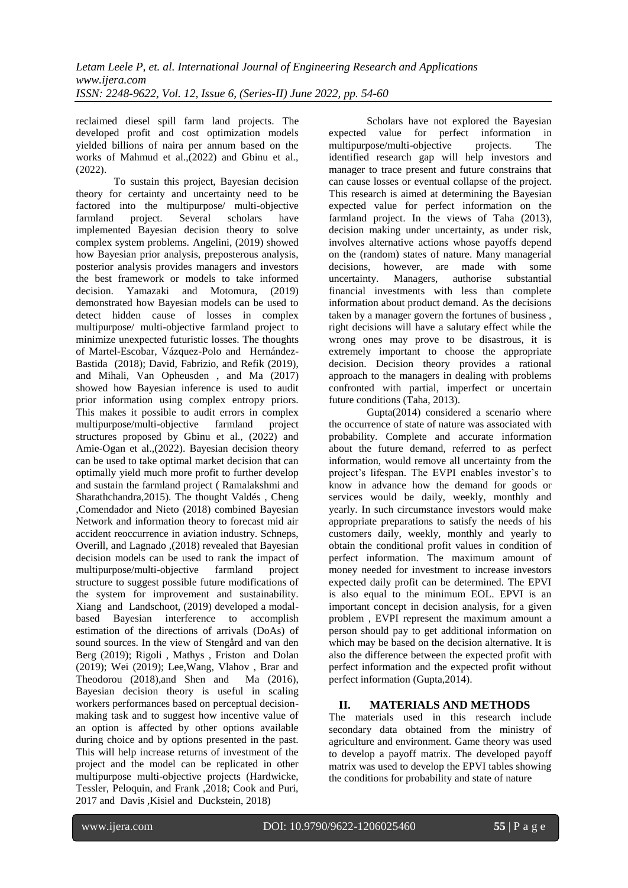reclaimed diesel spill farm land projects. The developed profit and cost optimization models yielded billions of naira per annum based on the works of Mahmud et al.,(2022) and Gbinu et al., (2022).

To sustain this project, Bayesian decision theory for certainty and uncertainty need to be factored into the multipurpose/ multi-objective farmland project. Several scholars have implemented Bayesian decision theory to solve complex system problems. Angelini, (2019) showed how Bayesian prior analysis, preposterous analysis, posterior analysis provides managers and investors the best framework or models to take informed decision. Yamazaki and Motomura, (2019) demonstrated how Bayesian models can be used to detect hidden cause of losses in complex multipurpose/ multi-objective farmland project to minimize unexpected futuristic losses. The thoughts of Martel-Escobar, Vázquez-Polo and Hernández-Bastida (2018); David, Fabrizio, and Refik (2019), and Mihali, Van Opheusden , and Ma (2017) showed how Bayesian inference is used to audit prior information using complex entropy priors. This makes it possible to audit errors in complex multipurpose/multi-objective farmland project structures proposed by Gbinu et al., (2022) and Amie-Ogan et al.,(2022). Bayesian decision theory can be used to take optimal market decision that can optimally yield much more profit to further develop and sustain the farmland project ( Ramalakshmi and Sharathchandra,2015). The thought Valdés , Cheng ,Comendador and Nieto (2018) combined Bayesian Network and information theory to forecast mid air accident reoccurrence in aviation industry. Schneps, Overill, and Lagnado ,(2018) revealed that Bayesian decision models can be used to rank the impact of multipurpose/multi-objective farmland project structure to suggest possible future modifications of the system for improvement and sustainability. Xiang and Landschoot, (2019) developed a modal-based Bayesian interference to accomplish estimation of the directions of arrivals (DoAs) of sound sources. In the view of Stengård and van den Berg (2019); Rigoli , Mathys , Friston and Dolan (2019); Wei (2019); Lee,Wang, Vlahov , Brar and Theodorou (2018),and Shen and Ma (2016), Bayesian decision theory is useful in scaling workers performances based on perceptual decision-making task and to suggest how incentive value of an option is affected by other options available during choice and by options presented in the past. This will help increase returns of investment of the project and the model can be replicated in other multipurpose multi-objective projects (Hardwicke, Tessler, Peloquin, and Frank ,2018; Cook and Puri, 2017 and Davis ,Kisiel and Duckstein, 2018)

Scholars have not explored the Bayesian expected value for perfect information in multipurpose/multi-objective projects. The identified research gap will help investors and manager to trace present and future constrains that can cause losses or eventual collapse of the project. This research is aimed at determining the Bayesian expected value for perfect information on the farmland project. In the views of Taha (2013), decision making under uncertainty, as under risk, involves alternative actions whose payoffs depend on the (random) states of nature. Many managerial decisions, however, are made with some uncertainty. Managers, authorise substantial financial investments with less than complete information about product demand. As the decisions taken by a manager govern the fortunes of business , right decisions will have a salutary effect while the wrong ones may prove to be disastrous, it is extremely important to choose the appropriate decision. Decision theory provides a rational approach to the managers in dealing with problems confronted with partial, imperfect or uncertain future conditions (Taha, 2013).

Gupta(2014) considered a scenario where the occurrence of state of nature was associated with probability. Complete and accurate information about the future demand, referred to as perfect information, would remove all uncertainty from the project's lifespan. The EVPI enables investor's to know in advance how the demand for goods or services would be daily, weekly, monthly and yearly. In such circumstance investors would make appropriate preparations to satisfy the needs of his customers daily, weekly, monthly and yearly to obtain the conditional profit values in condition of perfect information. The maximum amount of money needed for investment to increase investors expected daily profit can be determined. The EPVI is also equal to the minimum EOL. EPVI is an important concept in decision analysis, for a given problem , EVPI represent the maximum amount a person should pay to get additional information on which may be based on the decision alternative. It is also the difference between the expected profit with perfect information and the expected profit without perfect information (Gupta,2014).

## II. MATERIALS AND METHODS

The materials used in this research include secondary data obtained from the ministry of agriculture and environment. Game theory was used to develop a payoff matrix. The developed payoff matrix was used to develop the EPVI tables showing the conditions for probability and state of nature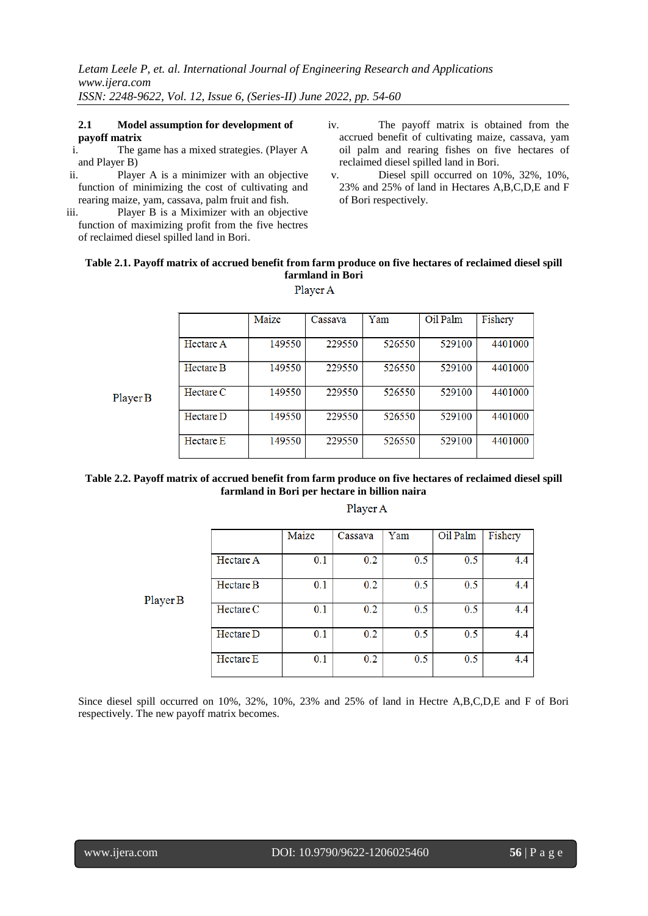### 2.1 Model assumption for development of payoff matrix

i. The game has a mixed strategies. (Player A and Player B)

ii. Player A is a minimizer with an objective function of minimizing the cost of cultivating and rearing maize, yam, cassava, palm fruit and fish.

iii. Player B is a Miximizer with an objective function of maximizing profit from the five hectres of reclaimed diesel spilled land in Bori.

iv. The payoff matrix is obtained from the accrued benefit of cultivating maize, cassava, yam oil palm and rearing fishes on five hectares of reclaimed diesel spilled land in Bori.

v. Diesel spill occurred on 10%, 32%, 10%, 23% and 25% of land in Hectares A,B,C,D,E and F of Bori respectively.

**Table 2.1. Payoff matrix of accrued benefit from farm produce on five hectares of reclaimed diesel spill farmland in Bori**

Player A

| Player B | | Maize | Cassava | Yam | Oil Palm | Fishery |
|---|---|---|---|---|---|---|
| | Hectare A | 149550 | 229550 | 526550 | 529100 | 4401000 |
| | Hectare B | 149550 | 229550 | 526550 | 529100 | 4401000 |
| | Hectare C | 149550 | 229550 | 526550 | 529100 | 4401000 |
| | Hectare D | 149550 | 229550 | 526550 | 529100 | 4401000 |
| | Hectare E | 149550 | 229550 | 526550 | 529100 | 4401000 |

**Table 2.2. Payoff matrix of accrued benefit from farm produce on five hectares of reclaimed diesel spill farmland in Bori per hectare in billion naira**

Player A

| Player B | | Maize | Cassava | Yam | Oil Palm | Fishery |
|---|---|---|---|---|---|---|
| | Hectare A | 0.1 | 0.2 | 0.5 | 0.5 | 4.4 |
| | Hectare B | 0.1 | 0.2 | 0.5 | 0.5 | 4.4 |
| | Hectare C | 0.1 | 0.2 | 0.5 | 0.5 | 4.4 |
| | Hectare D | 0.1 | 0.2 | 0.5 | 0.5 | 4.4 |
| | Hectare E | 0.1 | 0.2 | 0.5 | 0.5 | 4.4 |

Since diesel spill occurred on 10%, 32%, 10%, 23% and 25% of land in Hectre A,B,C,D,E and F of Bori respectively. The new payoff matrix becomes.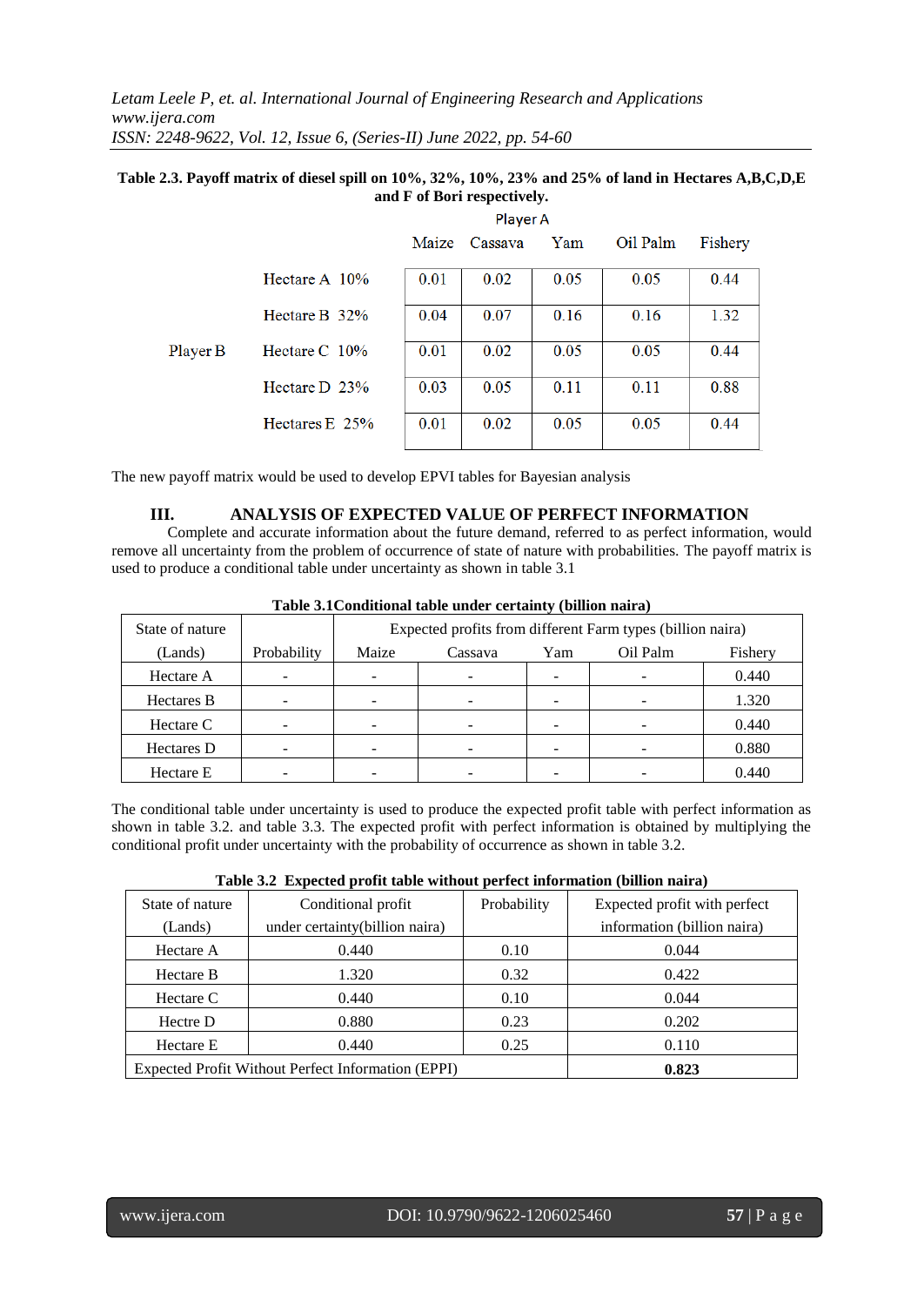**Table 2.3. Payoff matrix of diesel spill on 10%, 32%, 10%, 23% and 25% of land in Hectares A,B,C,D,E and F of Bori respectively.**

| | | Player A | | | | |
|---|---|---|---|---|---|---|
| | | Maize | Cassava | Yam | Oil Palm | Fishery |
| Player B | Hectare A 10% | 0.01 | 0.02 | 0.05 | 0.05 | 0.44 |
| | Hectare B 32% | 0.04 | 0.07 | 0.16 | 0.16 | 1.32 |
| | Hectare C 10% | 0.01 | 0.02 | 0.05 | 0.05 | 0.44 |
| | Hectare D 23% | 0.03 | 0.05 | 0.11 | 0.11 | 0.88 |
| | Hectares E 25% | 0.01 | 0.02 | 0.05 | 0.05 | 0.44 |

The new payoff matrix would be used to develop EPVI tables for Bayesian analysis

## III. ANALYSIS OF EXPECTED VALUE OF PERFECT INFORMATION

Complete and accurate information about the future demand, referred to as perfect information, would remove all uncertainty from the problem of occurrence of state of nature with probabilities. The payoff matrix is used to produce a conditional table under uncertainty as shown in table 3.1

**Table 3.1Conditional table under certainty (billion naira)**

| State of nature (Lands) | Probability | Expected profits from different Farm types (billion naira) | | | | |
|---|---|---|---|---|---|---|
| | | Maize | Cassava | Yam | Oil Palm | Fishery |
| Hectare A | - | - | - | - | - | 0.440 |
| Hectares B | - | - | - | - | - | 1.320 |
| Hectare C | - | - | - | - | - | 0.440 |
| Hectares D | - | - | - | - | - | 0.880 |
| Hectare E | - | - | - | - | - | 0.440 |

The conditional table under uncertainty is used to produce the expected profit table with perfect information as shown in table 3.2. and table 3.3. The expected profit with perfect information is obtained by multiplying the conditional profit under uncertainty with the probability of occurrence as shown in table 3.2.

**Table 3.2 Expected profit table without perfect information (billion naira)**

| State of nature (Lands) | Conditional profit under certainty(billion naira) | Probability | Expected profit with perfect information (billion naira) |
|---|---|---|---|
| Hectare A | 0.440 | 0.10 | 0.044 |
| Hectare B | 1.320 | 0.32 | 0.422 |
| Hectare C | 0.440 | 0.10 | 0.044 |
| Hectre D | 0.880 | 0.23 | 0.202 |
| Hectare E | 0.440 | 0.25 | 0.110 |
| Expected Profit Without Perfect Information (EPPI) | | | **0.823** |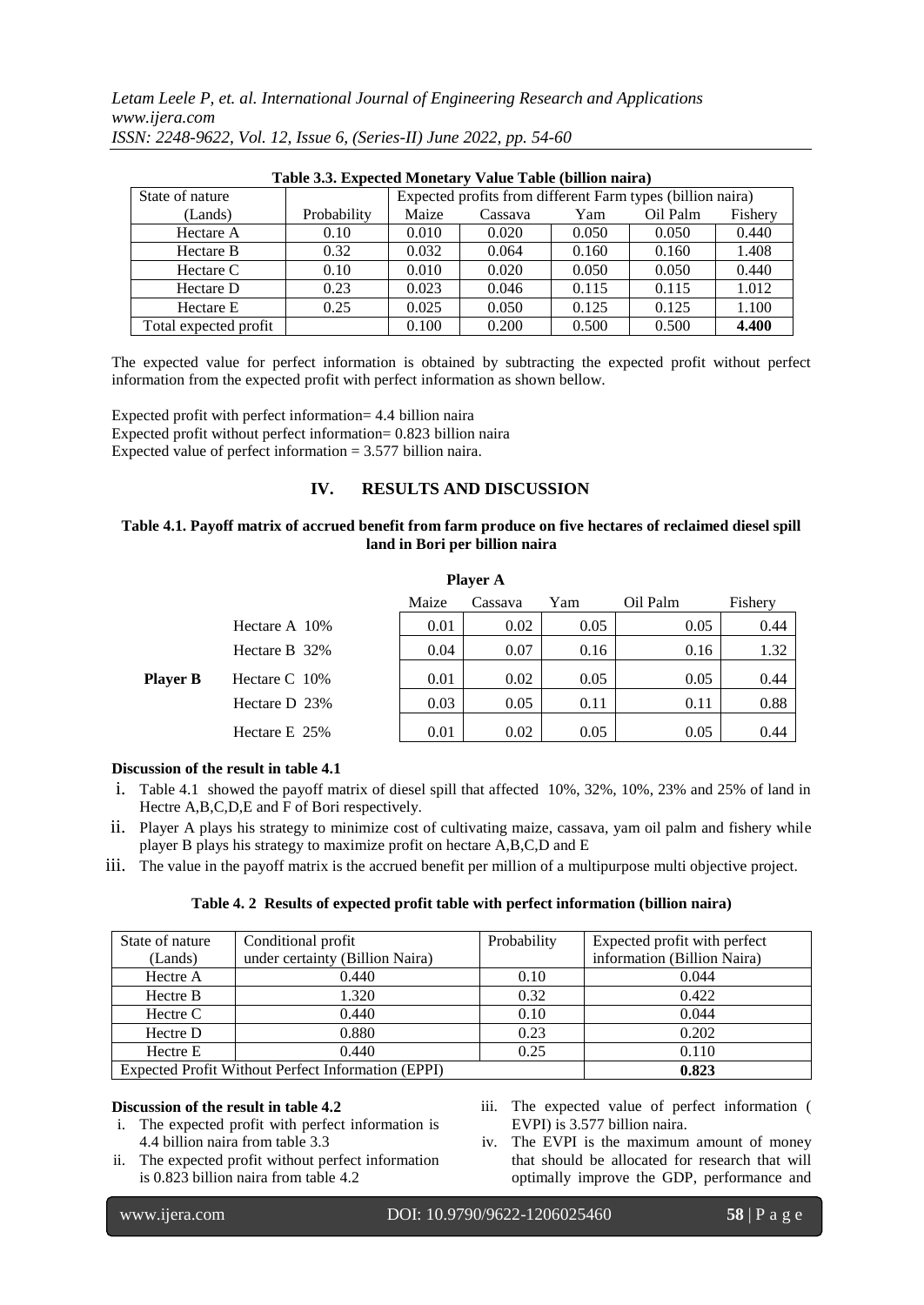**Table 3.3. Expected Monetary Value Table (billion naira)**

| State of nature (Lands) | Probability | Expected profits from different Farm types (billion naira) | | | | |
|---|---|---|---|---|---|---|
| | | Maize | Cassava | Yam | Oil Palm | Fishery |
| Hectare A | 0.10 | 0.010 | 0.020 | 0.050 | 0.050 | 0.440 |
| Hectare B | 0.32 | 0.032 | 0.064 | 0.160 | 0.160 | 1.408 |
| Hectare C | 0.10 | 0.010 | 0.020 | 0.050 | 0.050 | 0.440 |
| Hectare D | 0.23 | 0.023 | 0.046 | 0.115 | 0.115 | 1.012 |
| Hectare E | 0.25 | 0.025 | 0.050 | 0.125 | 0.125 | 1.100 |
| Total expected profit | | 0.100 | 0.200 | 0.500 | 0.500 | **4.400** |

The expected value for perfect information is obtained by subtracting the expected profit without perfect information from the expected profit with perfect information as shown bellow.

Expected profit with perfect information= 4.4 billion naira
Expected profit without perfect information= 0.823 billion naira
Expected value of perfect information = 3.577 billion naira.

## IV. RESULTS AND DISCUSSION

**Table 4.1. Payoff matrix of accrued benefit from farm produce on five hectares of reclaimed diesel spill land in Bori per billion naira**

| | | Player A | | | | |
|---|---|---|---|---|---|---|
| | | Maize | Cassava | Yam | Oil Palm | Fishery |
| | Hectare A 10% | 0.01 | 0.02 | 0.05 | 0.05 | 0.44 |
| | Hectare B 32% | 0.04 | 0.07 | 0.16 | 0.16 | 1.32 |
| **Player B** | Hectare C 10% | 0.01 | 0.02 | 0.05 | 0.05 | 0.44 |
| | Hectare D 23% | 0.03 | 0.05 | 0.11 | 0.11 | 0.88 |
| | Hectare E 25% | 0.01 | 0.02 | 0.05 | 0.05 | 0.44 |

**Discussion of the result in table 4.1**

i. Table 4.1 showed the payoff matrix of diesel spill that affected 10%, 32%, 10%, 23% and 25% of land in Hectre A,B,C,D,E and F of Bori respectively.

ii. Player A plays his strategy to minimize cost of cultivating maize, cassava, yam oil palm and fishery while player B plays his strategy to maximize profit on hectare A,B,C,D and E

iii. The value in the payoff matrix is the accrued benefit per million of a multipurpose multi objective project.

**Table 4. 2 Results of expected profit table with perfect information (billion naira)**

| State of nature (Lands) | Conditional profit under certainty (Billion Naira) | Probability | Expected profit with perfect information (Billion Naira) |
|---|---|---|---|
| Hectre A | 0.440 | 0.10 | 0.044 |
| Hectre B | 1.320 | 0.32 | 0.422 |
| Hectre C | 0.440 | 0.10 | 0.044 |
| Hectre D | 0.880 | 0.23 | 0.202 |
| Hectre E | 0.440 | 0.25 | 0.110 |
| Expected Profit Without Perfect Information (EPPI) | | | **0.823** |

**Discussion of the result in table 4.2**

i. The expected profit with perfect information is 4.4 billion naira from table 3.3

ii. The expected profit without perfect information is 0.823 billion naira from table 4.2

iii. The expected value of perfect information ( EVPI) is 3.577 billion naira.

iv. The EVPI is the maximum amount of money that should be allocated for research that will optimally improve the GDP, performance and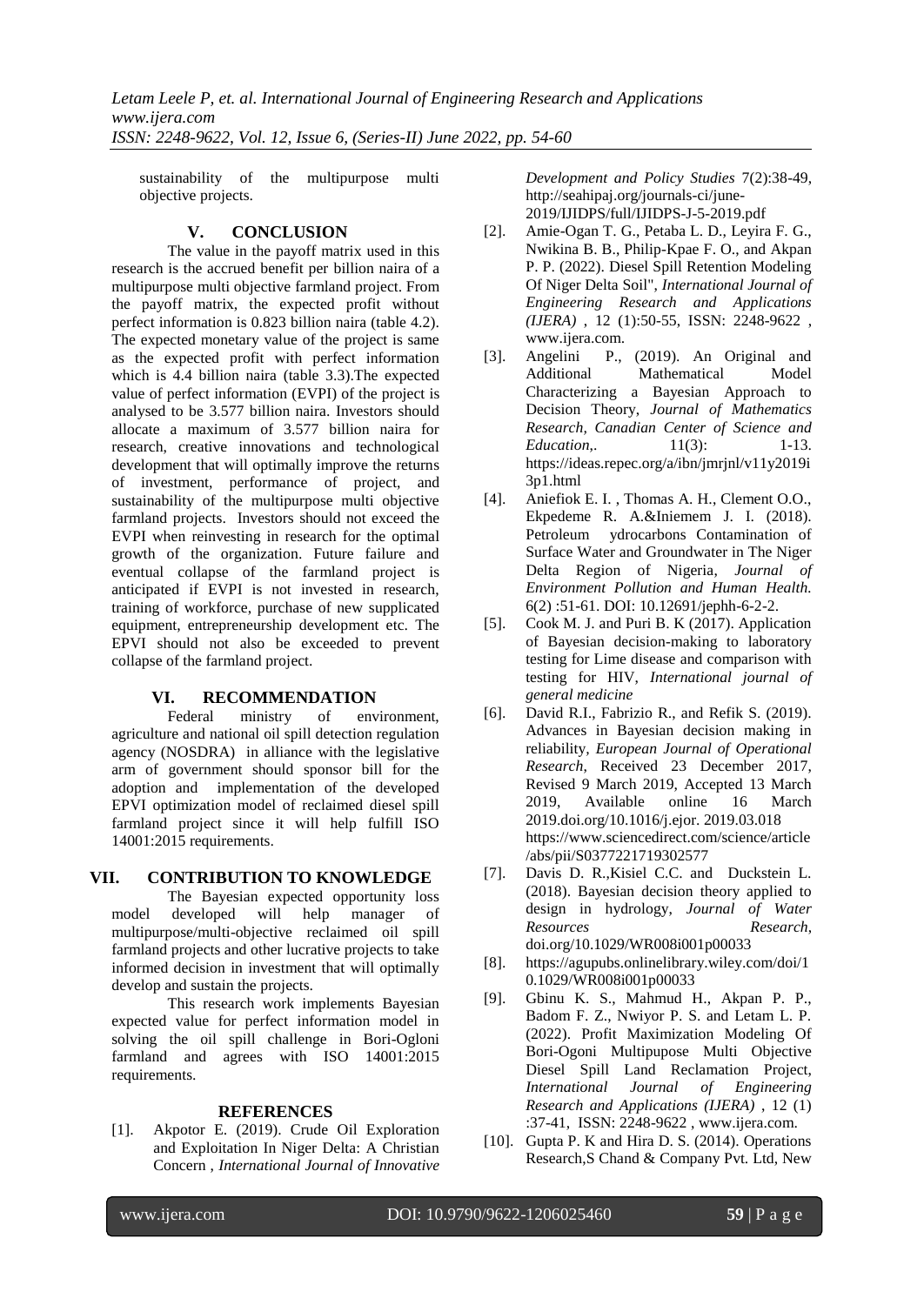sustainability of the multipurpose multi objective projects.

## V. CONCLUSION

The value in the payoff matrix used in this research is the accrued benefit per billion naira of a multipurpose multi objective farmland project. From the payoff matrix, the expected profit without perfect information is 0.823 billion naira (table 4.2). The expected monetary value of the project is same as the expected profit with perfect information which is 4.4 billion naira (table 3.3).The expected value of perfect information (EVPI) of the project is analysed to be 3.577 billion naira. Investors should allocate a maximum of 3.577 billion naira for research, creative innovations and technological development that will optimally improve the returns of investment, performance of project, and sustainability of the multipurpose multi objective farmland projects. Investors should not exceed the EVPI when reinvesting in research for the optimal growth of the organization. Future failure and eventual collapse of the farmland project is anticipated if EVPI is not invested in research, training of workforce, purchase of new supplicated equipment, entrepreneurship development etc. The EPVI should not also be exceeded to prevent collapse of the farmland project.

## VI. RECOMMENDATION

Federal ministry of environment, agriculture and national oil spill detection regulation agency (NOSDRA) in alliance with the legislative arm of government should sponsor bill for the adoption and implementation of the developed EPVI optimization model of reclaimed diesel spill farmland project since it will help fulfill ISO 14001:2015 requirements.

## VII. CONTRIBUTION TO KNOWLEDGE

The Bayesian expected opportunity loss model developed will help manager of multipurpose/multi-objective reclaimed oil spill farmland projects and other lucrative projects to take informed decision in investment that will optimally develop and sustain the projects.

This research work implements Bayesian expected value for perfect information model in solving the oil spill challenge in Bori-Ogloni farmland and agrees with ISO 14001:2015 requirements.

## REFERENCES

[1]. Akpotor E. (2019). Crude Oil Exploration and Exploitation In Niger Delta: A Christian Concern , *International Journal of Innovative Development and Policy Studies* 7(2):38-49, http://seahipaj.org/journals-ci/june-2019/IJIDPS/full/IJIDPS-J-5-2019.pdf

[2]. Amie-Ogan T. G., Petaba L. D., Leyira F. G., Nwikina B. B., Philip-Kpae F. O., and Akpan P. P. (2022). Diesel Spill Retention Modeling Of Niger Delta Soil", *International Journal of Engineering Research and Applications (IJERA)* , 12 (1):50-55, ISSN: 2248-9622 , www.ijera.com.

[3]. Angelini P., (2019). An Original and Additional Mathematical Model Characterizing a Bayesian Approach to Decision Theory, *Journal of Mathematics Research, Canadian Center of Science and Education,.* 11(3): 1-13. https://ideas.repec.org/a/ibn/jmrjnl/v11y2019i3p1.html

[4]. Aniefiok E. I. , Thomas A. H., Clement O.O., Ekpedeme R. A.&Iniemem J. I. (2018). Petroleum ydrocarbons Contamination of Surface Water and Groundwater in The Niger Delta Region of Nigeria, *Journal of Environment Pollution and Human Health.* 6(2) :51-61. DOI: 10.12691/jephh-6-2-2.

[5]. Cook M. J. and Puri B. K (2017). Application of Bayesian decision-making to laboratory testing for Lime disease and comparison with testing for HIV, *International journal of general medicine*

[6]. David R.I., Fabrizio R., and Refik S. (2019). Advances in Bayesian decision making in reliability, *European Journal of Operational Research,* Received 23 December 2017, Revised 9 March 2019, Accepted 13 March 2019, Available online 16 March 2019.doi.org/10.1016/j.ejor. 2019.03.018 https://www.sciencedirect.com/science/article/abs/pii/S0377221719302577

[7]. Davis D. R.,Kisiel C.C. and Duckstein L. (2018). Bayesian decision theory applied to design in hydrology, *Journal of Water Resources Research*, doi.org/10.1029/WR008i001p00033

[8]. https://agupubs.onlinelibrary.wiley.com/doi/10.1029/WR008i001p00033

[9]. Gbinu K. S., Mahmud H., Akpan P. P., Badom F. Z., Nwiyor P. S. and Letam L. P. (2022). Profit Maximization Modeling Of Bori-Ogoni Multipupose Multi Objective Diesel Spill Land Reclamation Project, *International Journal of Engineering Research and Applications (IJERA)* , 12 (1) :37-41, ISSN: 2248-9622 , www.ijera.com.

[10]. Gupta P. K and Hira D. S. (2014). Operations Research,S Chand & Company Pvt. Ltd, New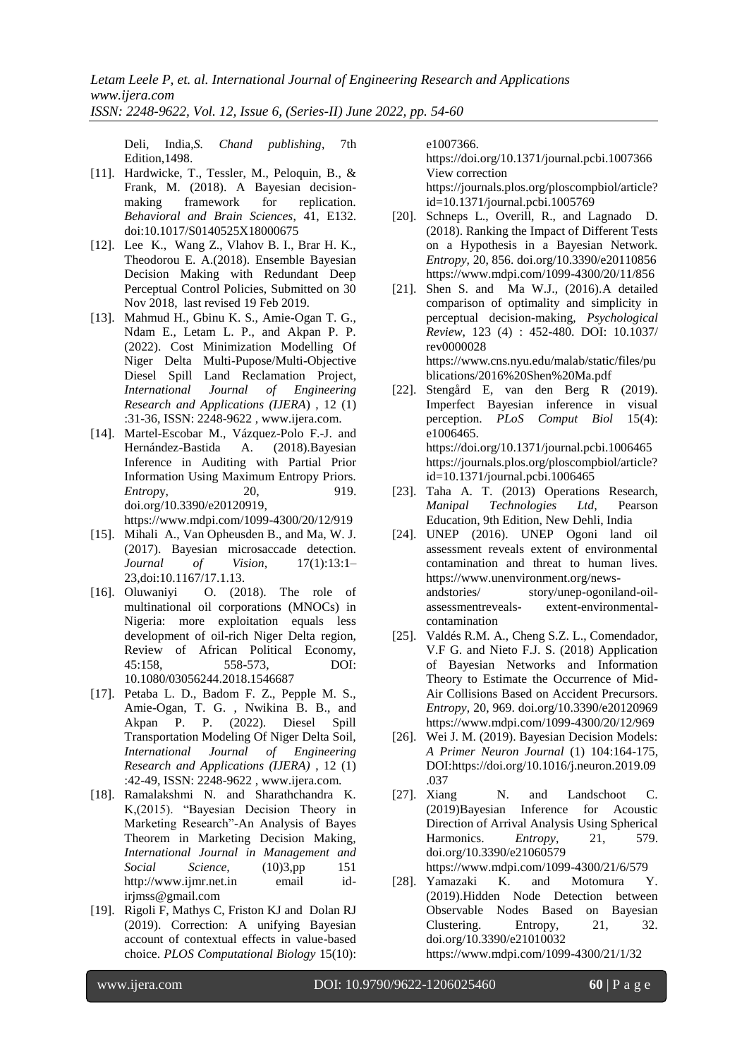Deli, India,*S. Chand publishing*, 7th Edition,1498.

[11]. Hardwicke, T., Tessler, M., Peloquin, B., & Frank, M. (2018). A Bayesian decision-making framework for replication. *Behavioral and Brain Sciences*, 41, E132. doi:10.1017/S0140525X18000675

[12]. Lee K., Wang Z., Vlahov B. I., Brar H. K., Theodorou E. A.(2018). Ensemble Bayesian Decision Making with Redundant Deep Perceptual Control Policies, Submitted on 30 Nov 2018, last revised 19 Feb 2019.

[13]. Mahmud H., Gbinu K. S., Amie-Ogan T. G., Ndam E., Letam L. P., and Akpan P. P. (2022). Cost Minimization Modelling Of Niger Delta Multi-Pupose/Multi-Objective Diesel Spill Land Reclamation Project, *International Journal of Engineering Research and Applications (IJERA)* , 12 (1) :31-36, ISSN: 2248-9622 , www.ijera.com.

[14]. Martel-Escobar M., Vázquez-Polo F.-J. and Hernández-Bastida A. (2018).Bayesian Inference in Auditing with Partial Prior Information Using Maximum Entropy Priors. *Entropy*, 20, 919. doi.org/10.3390/e20120919, https://www.mdpi.com/1099-4300/20/12/919

[15]. Mihali A., Van Opheusden B., and Ma, W. J. (2017). Bayesian microsaccade detection. *Journal of Vision*, 17(1):13:1–23,doi:10.1167/17.1.13.

[16]. Oluwaniyi O. (2018). The role of multinational oil corporations (MNOCs) in Nigeria: more exploitation equals less development of oil-rich Niger Delta region, Review of African Political Economy, 45:158, 558-573, DOI: 10.1080/03056244.2018.1546687

[17]. Petaba L. D., Badom F. Z., Pepple M. S., Amie-Ogan, T. G. , Nwikina B. B., and Akpan P. P. (2022). Diesel Spill Transportation Modeling Of Niger Delta Soil, *International Journal of Engineering Research and Applications (IJERA)* , 12 (1) :42-49, ISSN: 2248-9622 , www.ijera.com.

[18]. Ramalakshmi N. and Sharathchandra K. K,(2015). "Bayesian Decision Theory in Marketing Research"-An Analysis of Bayes Theorem in Marketing Decision Making, *International Journal in Management and Social Science,* (10)3,pp 151 http://www.ijmr.net.in email id-irjmss@gmail.com

[19]. Rigoli F, Mathys C, Friston KJ and Dolan RJ (2019). Correction: A unifying Bayesian account of contextual effects in value-based choice. *PLOS Computational Biology* 15(10): e1007366. https://doi.org/10.1371/journal.pcbi.1007366 View correction https://journals.plos.org/ploscompbiol/article?id=10.1371/journal.pcbi.1005769

[20]. Schneps L., Overill, R., and Lagnado D. (2018). Ranking the Impact of Different Tests on a Hypothesis in a Bayesian Network. *Entropy*, 20, 856. doi.org/10.3390/e20110856 https://www.mdpi.com/1099-4300/20/11/856

[21]. Shen S. and Ma W.J., (2016).A detailed comparison of optimality and simplicity in perceptual decision-making, *Psychological Review*, 123 (4) : 452-480. DOI: 10.1037/rev0000028 https://www.cns.nyu.edu/malab/static/files/publications/2016%20Shen%20Ma.pdf

[22]. Stengård E, van den Berg R (2019). Imperfect Bayesian inference in visual perception. *PLoS Comput Biol* 15(4): e1006465. https://doi.org/10.1371/journal.pcbi.1006465 https://journals.plos.org/ploscompbiol/article?id=10.1371/journal.pcbi.1006465

[23]. Taha A. T. (2013) Operations Research, *Manipal Technologies Ltd*, Pearson Education, 9th Edition, New Dehli, India

[24]. UNEP (2016). UNEP Ogoni land oil assessment reveals extent of environmental contamination and threat to human lives. https://www.unenvironment.org/news-andstories/ story/unep-ogoniland-oil-assessmentreveals- extent-environmental-contamination

[25]. Valdés R.M. A., Cheng S.Z. L., Comendador, V.F G. and Nieto F.J. S. (2018) Application of Bayesian Networks and Information Theory to Estimate the Occurrence of Mid-Air Collisions Based on Accident Precursors. *Entropy*, 20, 969. doi.org/10.3390/e20120969 https://www.mdpi.com/1099-4300/20/12/969

[26]. Wei J. M. (2019). Bayesian Decision Models: *A Primer Neuron Journal* (1) 104:164-175, DOI:https://doi.org/10.1016/j.neuron.2019.09.037

[27]. Xiang N. and Landschoot C. (2019)Bayesian Inference for Acoustic Direction of Arrival Analysis Using Spherical Harmonics. *Entropy*, 21, 579. doi.org/10.3390/e21060579 https://www.mdpi.com/1099-4300/21/6/579

[28]. Yamazaki K. and Motomura Y. (2019).Hidden Node Detection between Observable Nodes Based on Bayesian Clustering. Entropy, 21, 32. doi.org/10.3390/e21010032 https://www.mdpi.com/1099-4300/21/1/32